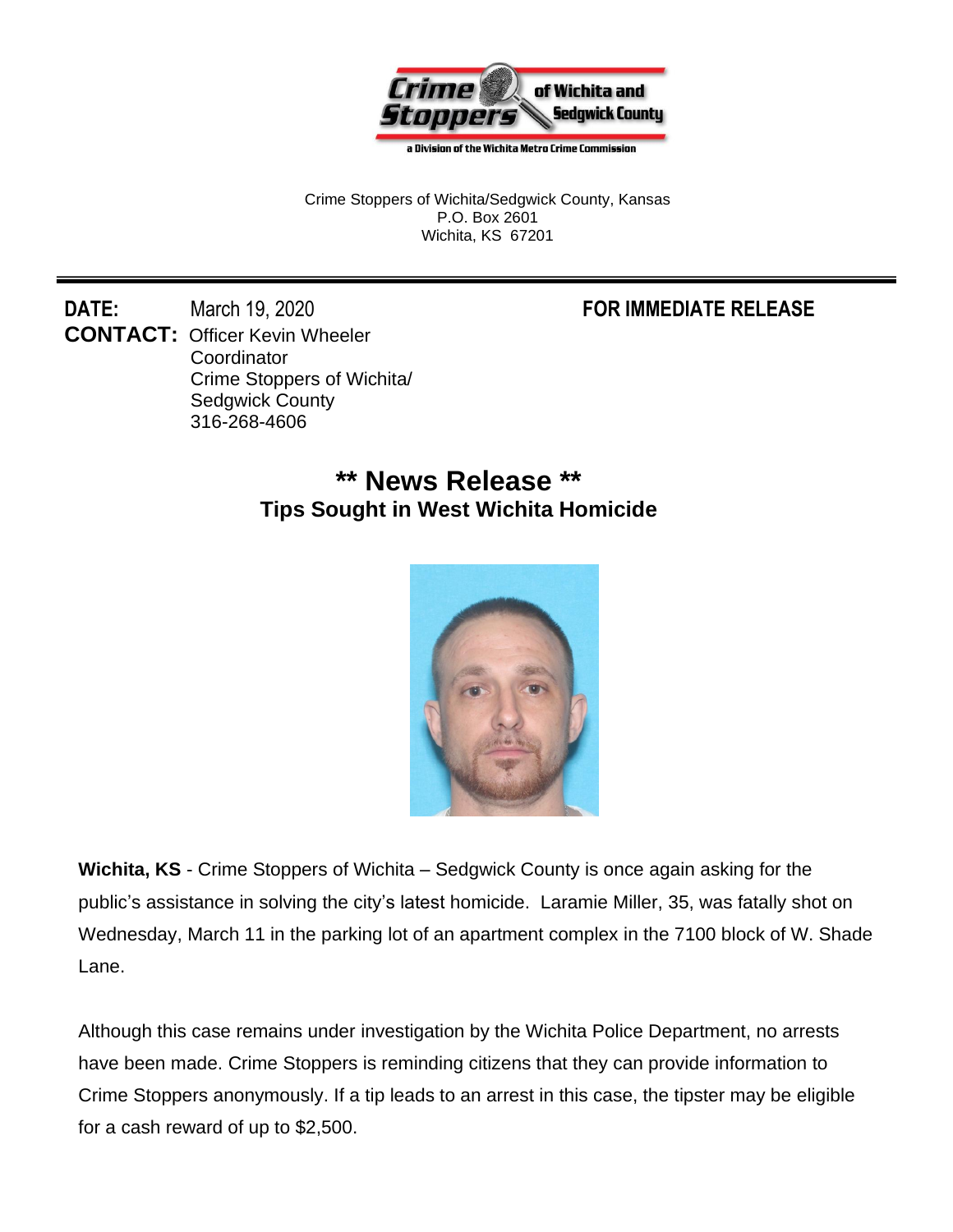Crime Stoppers of Wichita and Sedgwick County

a Division of the Wichita Metro Crime Commission

Crime Stoppers of Wichita/Sedgwick County, Kansas
P.O. Box 2601
Wichita, KS 67201

---

**DATE:** March 19, 2020 **FOR IMMEDIATE RELEASE**

**CONTACT:** Officer Kevin Wheeler
Coordinator
Crime Stoppers of Wichita/
Sedgwick County
316-268-4606

# ** News Release **

## Tips Sought in West Wichita Homicide

**Wichita, KS** - Crime Stoppers of Wichita – Sedgwick County is once again asking for the public's assistance in solving the city's latest homicide. Laramie Miller, 35, was fatally shot on Wednesday, March 11 in the parking lot of an apartment complex in the 7100 block of W. Shade Lane.

Although this case remains under investigation by the Wichita Police Department, no arrests have been made. Crime Stoppers is reminding citizens that they can provide information to Crime Stoppers anonymously. If a tip leads to an arrest in this case, the tipster may be eligible for a cash reward of up to $2,500.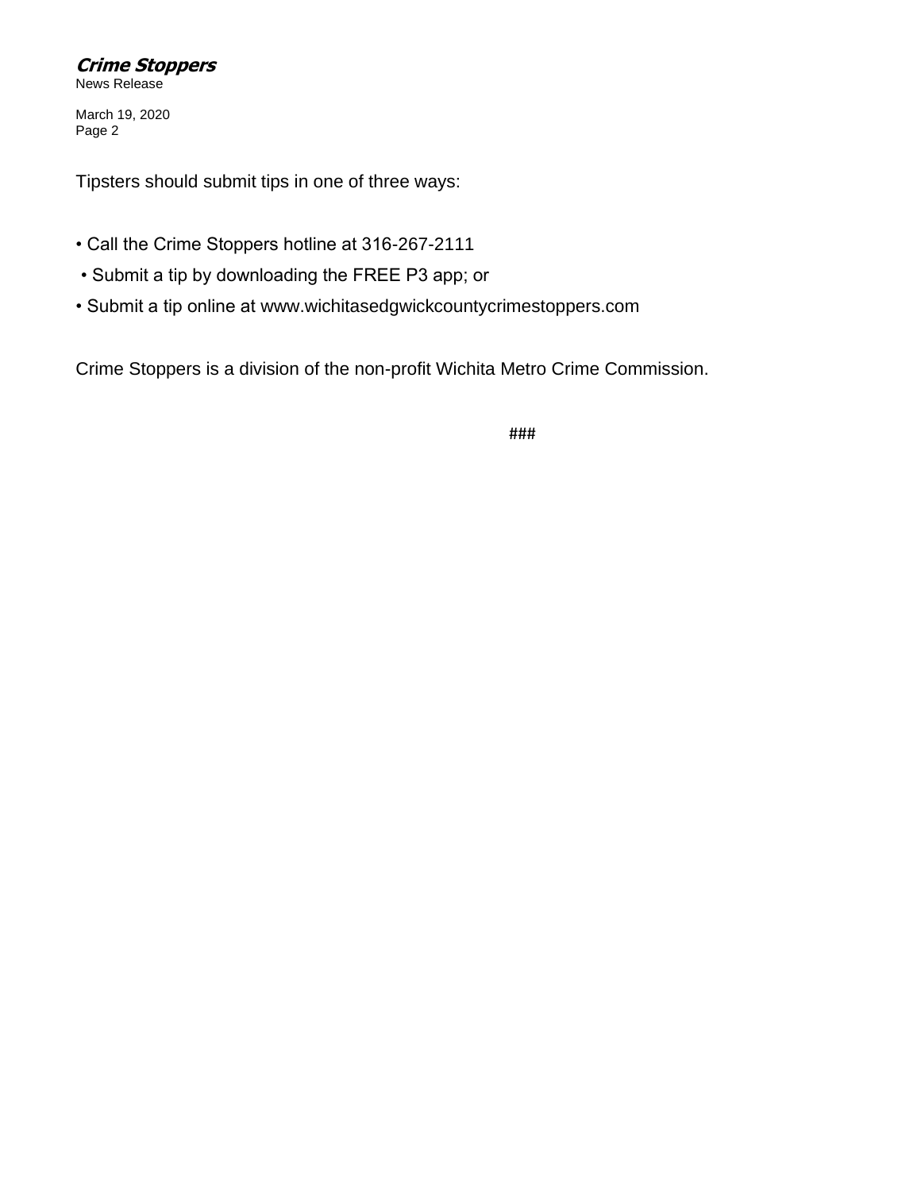Tipsters should submit tips in one of three ways:

- Call the Crime Stoppers hotline at 316-267-2111
- Submit a tip by downloading the FREE P3 app; or
- Submit a tip online at www.wichitasedgwickcountycrimestoppers.com

Crime Stoppers is a division of the non-profit Wichita Metro Crime Commission.

###